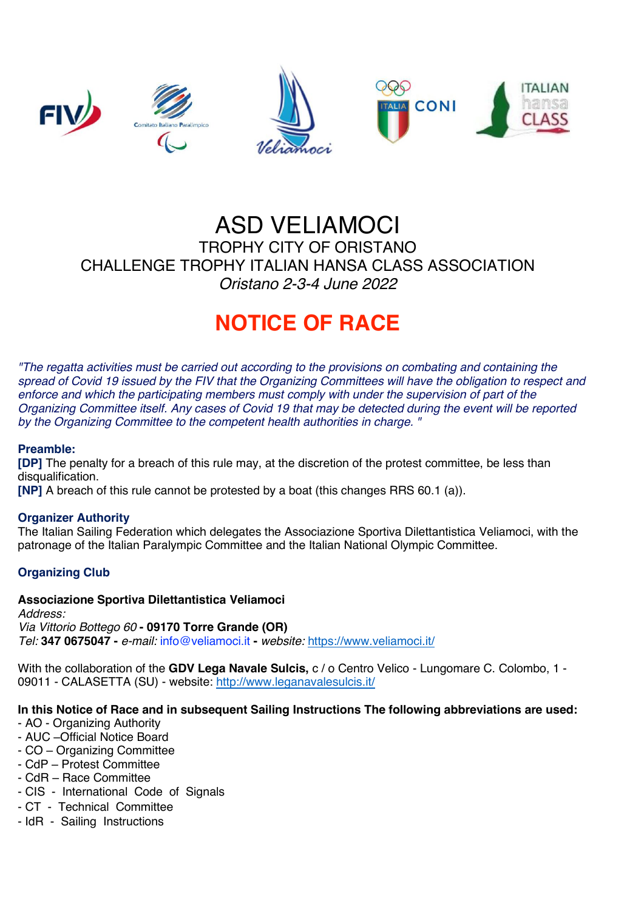# ASD VELIAMOCI

## TROPHY CITY OF ORISTANO
## CHALLENGE TROPHY ITALIAN HANSA CLASS ASSOCIATION

*Oristano 2-3-4 June 2022*

# NOTICE OF RACE

*"The regatta activities must be carried out according to the provisions on combating and containing the spread of Covid 19 issued by the FIV that the Organizing Committees will have the obligation to respect and enforce and which the participating members must comply with under the supervision of part of the Organizing Committee itself. Any cases of Covid 19 that may be detected during the event will be reported by the Organizing Committee to the competent health authorities in charge. "*

### Preamble:

**[DP]** The penalty for a breach of this rule may, at the discretion of the protest committee, be less than disqualification.
**[NP]** A breach of this rule cannot be protested by a boat (this changes RRS 60.1 (a)).

### Organizer Authority

The Italian Sailing Federation which delegates the Associazione Sportiva Dilettantistica Veliamoci, with the patronage of the Italian Paralympic Committee and the Italian National Olympic Committee.

### Organizing Club

**Associazione Sportiva Dilettantistica Veliamoci**
*Address:*
*Via Vittorio Bottego 60* **- 09170 Torre Grande (OR)**
*Tel:* **347 0675047 -** *e-mail:* info@veliamoci.it **-** *website:* https://www.veliamoci.it/

With the collaboration of the **GDV Lega Navale Sulcis,** c / o Centro Velico - Lungomare C. Colombo, 1 - 09011 - CALASETTA (SU) - website: http://www.leganavalesulcis.it/

**In this Notice of Race and in subsequent Sailing Instructions The following abbreviations are used:**

- AO - Organizing Authority
- AUC –Official Notice Board
- CO – Organizing Committee
- CdP – Protest Committee
- CdR – Race Committee
- CIS - International Code of Signals
- CT - Technical Committee
- IdR - Sailing Instructions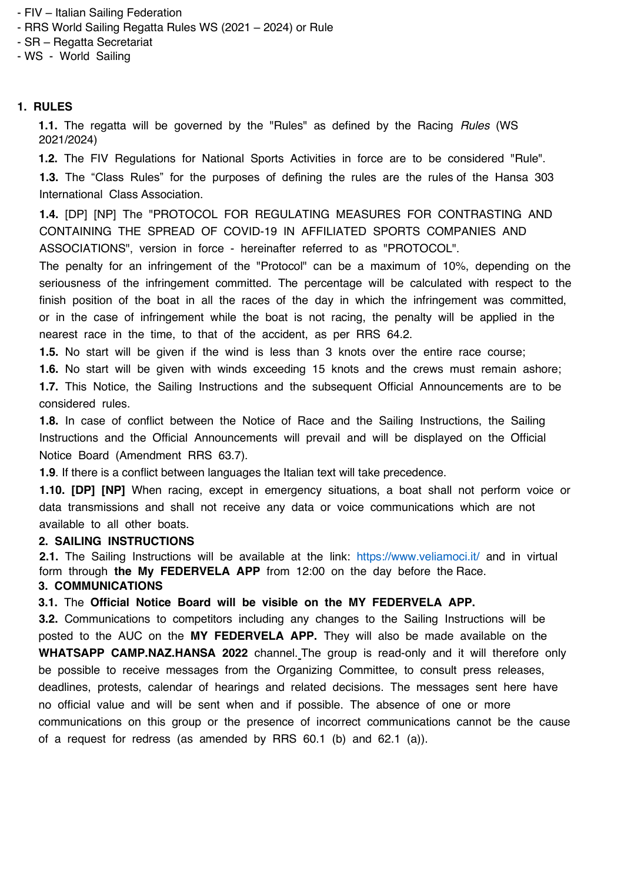- FIV – Italian Sailing Federation
- RRS World Sailing Regatta Rules WS (2021 – 2024) or Rule
- SR – Regatta Secretariat
- WS - World Sailing

## 1. RULES

**1.1.** The regatta will be governed by the "Rules" as defined by the Racing *Rules* (WS 2021/2024)

**1.2.** The FIV Regulations for National Sports Activities in force are to be considered "Rule".

**1.3.** The “Class Rules” for the purposes of defining the rules are the rules of the Hansa 303 International Class Association.

**1.4.** [DP] [NP] The "PROTOCOL FOR REGULATING MEASURES FOR CONTRASTING AND CONTAINING THE SPREAD OF COVID-19 IN AFFILIATED SPORTS COMPANIES AND ASSOCIATIONS", version in force - hereinafter referred to as "PROTOCOL".
The penalty for an infringement of the "Protocol" can be a maximum of 10%, depending on the seriousness of the infringement committed. The percentage will be calculated with respect to the finish position of the boat in all the races of the day in which the infringement was committed, or in the case of infringement while the boat is not racing, the penalty will be applied in the nearest race in the time, to that of the accident, as per RRS 64.2.

**1.5.** No start will be given if the wind is less than 3 knots over the entire race course;

**1.6.** No start will be given with winds exceeding 15 knots and the crews must remain ashore;

**1.7.** This Notice, the Sailing Instructions and the subsequent Official Announcements are to be considered rules.

**1.8.** In case of conflict between the Notice of Race and the Sailing Instructions, the Sailing Instructions and the Official Announcements will prevail and will be displayed on the Official Notice Board (Amendment RRS 63.7).

**1.9**. If there is a conflict between languages the Italian text will take precedence.

**1.10. [DP] [NP]** When racing, except in emergency situations, a boat shall not perform voice or data transmissions and shall not receive any data or voice communications which are not available to all other boats.

## 2. SAILING INSTRUCTIONS

**2.1.** The Sailing Instructions will be available at the link: https://www.veliamoci.it/ and in virtual form through **the My FEDERVELA APP** from 12:00 on the day before the Race.

## 3. COMMUNICATIONS

**3.1.** The **Official Notice Board will be visible on the MY FEDERVELA APP.**

**3.2.** Communications to competitors including any changes to the Sailing Instructions will be posted to the AUC on the **MY FEDERVELA APP.** They will also be made available on the **WHATSAPP CAMP.NAZ.HANSA 2022** channel. The group is read-only and it will therefore only be possible to receive messages from the Organizing Committee, to consult press releases, deadlines, protests, calendar of hearings and related decisions. The messages sent here have no official value and will be sent when and if possible. The absence of one or more communications on this group or the presence of incorrect communications cannot be the cause of a request for redress (as amended by RRS 60.1 (b) and 62.1 (a)).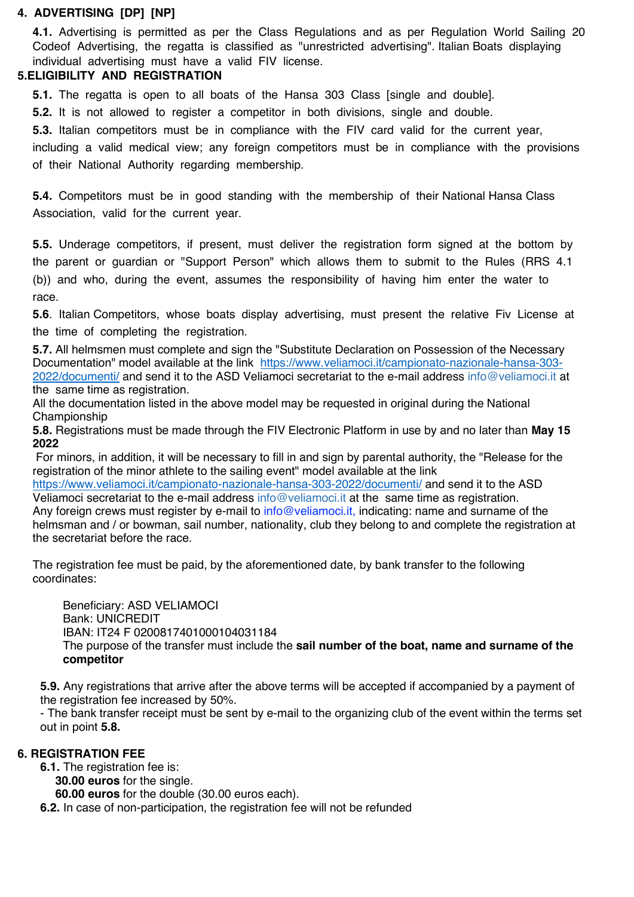## 4. ADVERTISING [DP] [NP]

**4.1.** Advertising is permitted as per the Class Regulations and as per Regulation World Sailing 20 Codeof Advertising, the regatta is classified as "unrestricted advertising". Italian Boats displaying individual advertising must have a valid FIV license.

## 5.ELIGIBILITY AND REGISTRATION

**5.1.** The regatta is open to all boats of the Hansa 303 Class [single and double].

**5.2.** It is not allowed to register a competitor in both divisions, single and double.

**5.3.** Italian competitors must be in compliance with the FIV card valid for the current year, including a valid medical view; any foreign competitors must be in compliance with the provisions of their National Authority regarding membership.

**5.4.** Competitors must be in good standing with the membership of their National Hansa Class Association, valid for the current year.

**5.5.** Underage competitors, if present, must deliver the registration form signed at the bottom by the parent or guardian or "Support Person" which allows them to submit to the Rules (RRS 4.1 (b)) and who, during the event, assumes the responsibility of having him enter the water to race.

**5.6**. Italian Competitors, whose boats display advertising, must present the relative Fiv License at the time of completing the registration.

**5.7.** All helmsmen must complete and sign the "Substitute Declaration on Possession of the Necessary Documentation" model available at the link https://www.veliamoci.it/campionato-nazionale-hansa-303-2022/documenti/ and send it to the ASD Veliamoci secretariat to the e-mail address info@veliamoci.it at the same time as registration.
All the documentation listed in the above model may be requested in original during the National Championship

**5.8.** Registrations must be made through the FIV Electronic Platform in use by and no later than **May 15 2022**
For minors, in addition, it will be necessary to fill in and sign by parental authority, the "Release for the registration of the minor athlete to the sailing event" model available at the link https://www.veliamoci.it/campionato-nazionale-hansa-303-2022/documenti/ and send it to the ASD Veliamoci secretariat to the e-mail address info@veliamoci.it at the same time as registration.
Any foreign crews must register by e-mail to info@veliamoci.it, indicating: name and surname of the helmsman and / or bowman, sail number, nationality, club they belong to and complete the registration at the secretariat before the race.

The registration fee must be paid, by the aforementioned date, by bank transfer to the following coordinates:

Beneficiary: ASD VELIAMOCI
Bank: UNICREDIT
IBAN: IT24 F 0200817401000104031184
The purpose of the transfer must include the **sail number of the boat, name and surname of the competitor**

**5.9.** Any registrations that arrive after the above terms will be accepted if accompanied by a payment of the registration fee increased by 50%.
- The bank transfer receipt must be sent by e-mail to the organizing club of the event within the terms set out in point **5.8.**

## 6. REGISTRATION FEE

**6.1.** The registration fee is:
**30.00 euros** for the single.
**60.00 euros** for the double (30.00 euros each).

**6.2.** In case of non-participation, the registration fee will not be refunded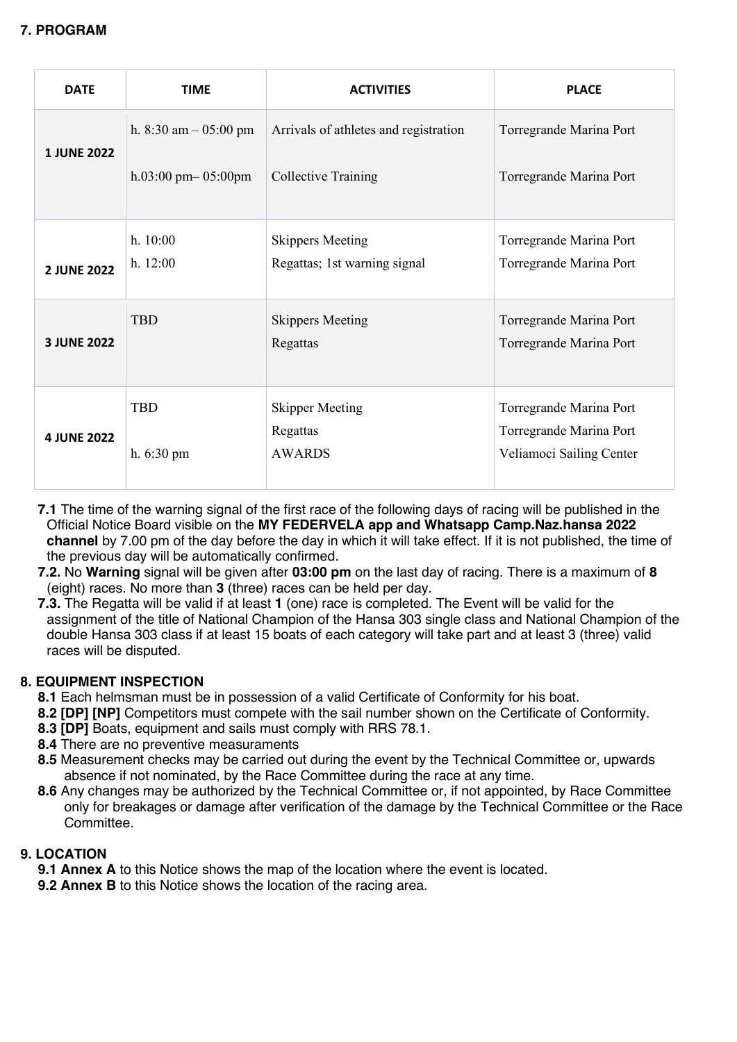## 7. PROGRAM

| DATE | TIME | ACTIVITIES | PLACE |
| --- | --- | --- | --- |
| **1 JUNE 2022** | h. 8:30 am – 05:00 pm<br>h.03:00 pm– 05:00pm | Arrivals of athletes and registration<br>Collective Training | Torregrande Marina Port<br>Torregrande Marina Port |
| **2 JUNE 2022** | h. 10:00<br>h. 12:00 | Skippers Meeting<br>Regattas; 1st warning signal | Torregrande Marina Port<br>Torregrande Marina Port |
| **3 JUNE 2022** | TBD | Skippers Meeting<br>Regattas | Torregrande Marina Port<br>Torregrande Marina Port |
| **4 JUNE 2022** | TBD<br><br>h. 6:30 pm | Skipper Meeting<br>Regattas<br>AWARDS | Torregrande Marina Port<br>Torregrande Marina Port<br>Veliamoci Sailing Center |

**7.1** The time of the warning signal of the first race of the following days of racing will be published in the Official Notice Board visible on the **MY FEDERVELA app and Whatsapp Camp.Naz.hansa 2022 channel** by 7.00 pm of the day before the day in which it will take effect. If it is not published, the time of the previous day will be automatically confirmed.

**7.2.** No **Warning** signal will be given after **03:00 pm** on the last day of racing. There is a maximum of **8** (eight) races. No more than **3** (three) races can be held per day.

**7.3.** The Regatta will be valid if at least **1** (one) race is completed. The Event will be valid for the assignment of the title of National Champion of the Hansa 303 single class and National Champion of the double Hansa 303 class if at least 15 boats of each category will take part and at least 3 (three) valid races will be disputed.

## 8. EQUIPMENT INSPECTION

**8.1** Each helmsman must be in possession of a valid Certificate of Conformity for his boat.

**8.2 [DP] [NP]** Competitors must compete with the sail number shown on the Certificate of Conformity.

**8.3 [DP]** Boats, equipment and sails must comply with RRS 78.1.

**8.4** There are no preventive measurements

**8.5** Measurement checks may be carried out during the event by the Technical Committee or, upwards absence if not nominated, by the Race Committee during the race at any time.

**8.6** Any changes may be authorized by the Technical Committee or, if not appointed, by Race Committee only for breakages or damage after verification of the damage by the Technical Committee or the Race Committee.

## 9. LOCATION

**9.1 Annex A** to this Notice shows the map of the location where the event is located.

**9.2 Annex B** to this Notice shows the location of the racing area.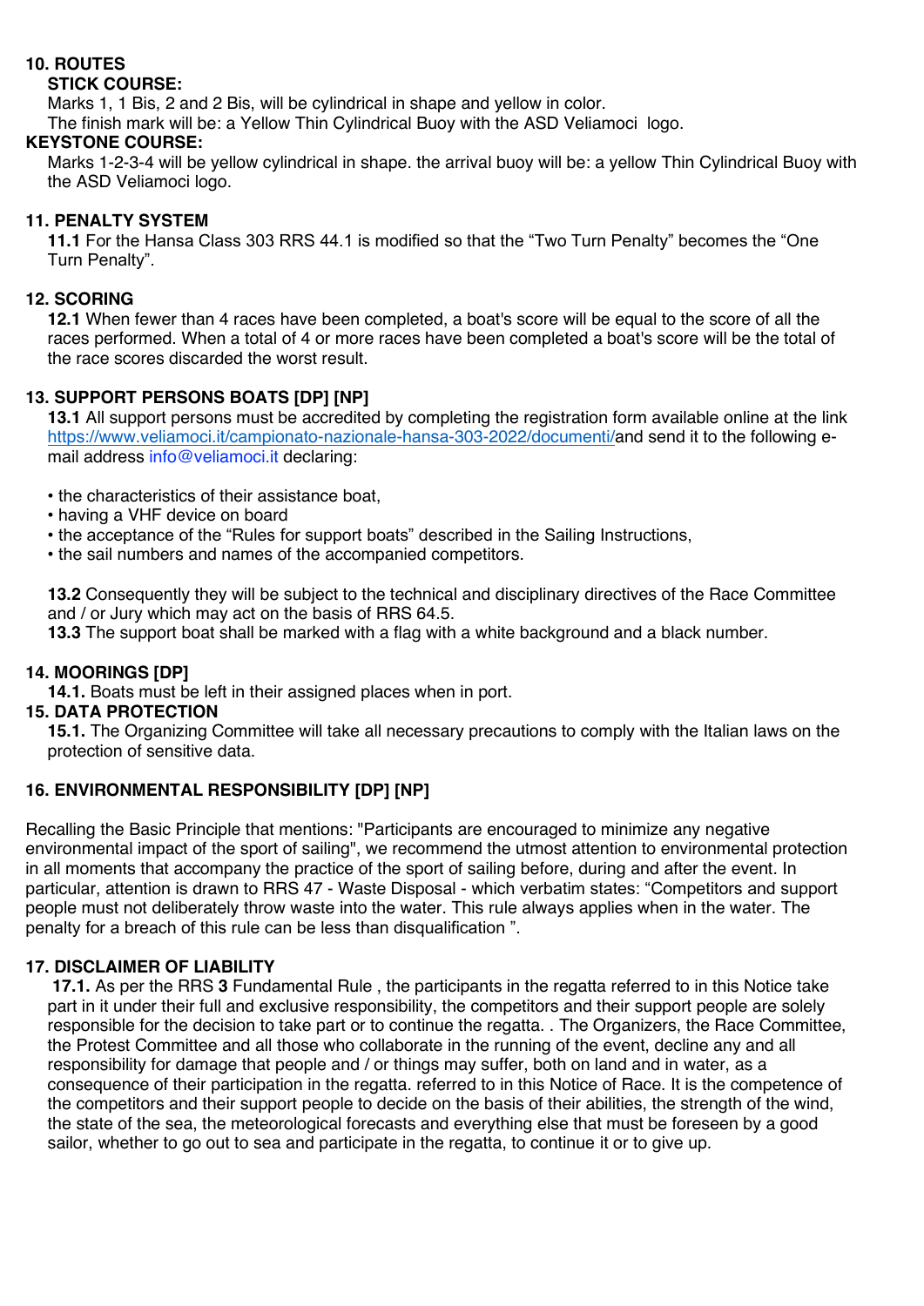## 10. ROUTES

**STICK COURSE:**

Marks 1, 1 Bis, 2 and 2 Bis, will be cylindrical in shape and yellow in color.
The finish mark will be: a Yellow Thin Cylindrical Buoy with the ASD Veliamoci logo.

**KEYSTONE COURSE:**

Marks 1-2-3-4 will be yellow cylindrical in shape. the arrival buoy will be: a yellow Thin Cylindrical Buoy with the ASD Veliamoci logo.

## 11. PENALTY SYSTEM

**11.1** For the Hansa Class 303 RRS 44.1 is modified so that the "Two Turn Penalty" becomes the "One Turn Penalty".

## 12. SCORING

**12.1** When fewer than 4 races have been completed, a boat's score will be equal to the score of all the races performed. When a total of 4 or more races have been completed a boat's score will be the total of the race scores discarded the worst result.

## 13. SUPPORT PERSONS BOATS [DP] [NP]

**13.1** All support persons must be accredited by completing the registration form available online at the link https://www.veliamoci.it/campionato-nazionale-hansa-303-2022/documenti/and send it to the following e-mail address info@veliamoci.it declaring:

- the characteristics of their assistance boat,
- having a VHF device on board
- the acceptance of the "Rules for support boats" described in the Sailing Instructions,
- the sail numbers and names of the accompanied competitors.

**13.2** Consequently they will be subject to the technical and disciplinary directives of the Race Committee and / or Jury which may act on the basis of RRS 64.5.
**13.3** The support boat shall be marked with a flag with a white background and a black number.

## 14. MOORINGS [DP]

**14.1.** Boats must be left in their assigned places when in port.

## 15. DATA PROTECTION

**15.1.** The Organizing Committee will take all necessary precautions to comply with the Italian laws on the protection of sensitive data.

## 16. ENVIRONMENTAL RESPONSIBILITY [DP] [NP]

Recalling the Basic Principle that mentions: "Participants are encouraged to minimize any negative environmental impact of the sport of sailing", we recommend the utmost attention to environmental protection in all moments that accompany the practice of the sport of sailing before, during and after the event. In particular, attention is drawn to RRS 47 - Waste Disposal - which verbatim states: "Competitors and support people must not deliberately throw waste into the water. This rule always applies when in the water. The penalty for a breach of this rule can be less than disqualification ".

## 17. DISCLAIMER OF LIABILITY

**17.1.** As per the RRS **3** Fundamental Rule , the participants in the regatta referred to in this Notice take part in it under their full and exclusive responsibility, the competitors and their support people are solely responsible for the decision to take part or to continue the regatta. . The Organizers, the Race Committee, the Protest Committee and all those who collaborate in the running of the event, decline any and all responsibility for damage that people and / or things may suffer, both on land and in water, as a consequence of their participation in the regatta. referred to in this Notice of Race. It is the competence of the competitors and their support people to decide on the basis of their abilities, the strength of the wind, the state of the sea, the meteorological forecasts and everything else that must be foreseen by a good sailor, whether to go out to sea and participate in the regatta, to continue it or to give up.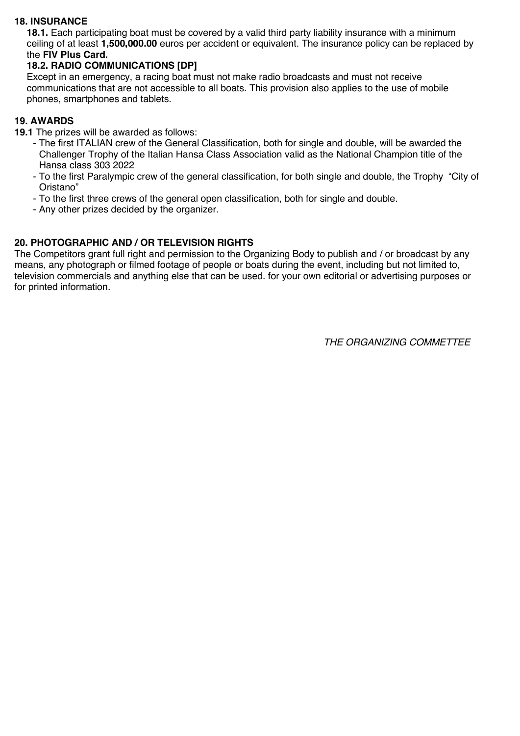## 18. INSURANCE

**18.1.** Each participating boat must be covered by a valid third party liability insurance with a minimum ceiling of at least **1,500,000.00** euros per accident or equivalent. The insurance policy can be replaced by the **FIV Plus Card.**

**18.2. RADIO COMMUNICATIONS [DP]**

Except in an emergency, a racing boat must not make radio broadcasts and must not receive communications that are not accessible to all boats. This provision also applies to the use of mobile phones, smartphones and tablets.

## 19. AWARDS

**19.1** The prizes will be awarded as follows:

- The first ITALIAN crew of the General Classification, both for single and double, will be awarded the Challenger Trophy of the Italian Hansa Class Association valid as the National Champion title of the Hansa class 303 2022
- To the first Paralympic crew of the general classification, for both single and double, the Trophy "City of Oristano"
- To the first three crews of the general open classification, both for single and double.
- Any other prizes decided by the organizer.

## 20. PHOTOGRAPHIC AND / OR TELEVISION RIGHTS

The Competitors grant full right and permission to the Organizing Body to publish and / or broadcast by any means, any photograph or filmed footage of people or boats during the event, including but not limited to, television commercials and anything else that can be used. for your own editorial or advertising purposes or for printed information.

*THE ORGANIZING COMMETTEE*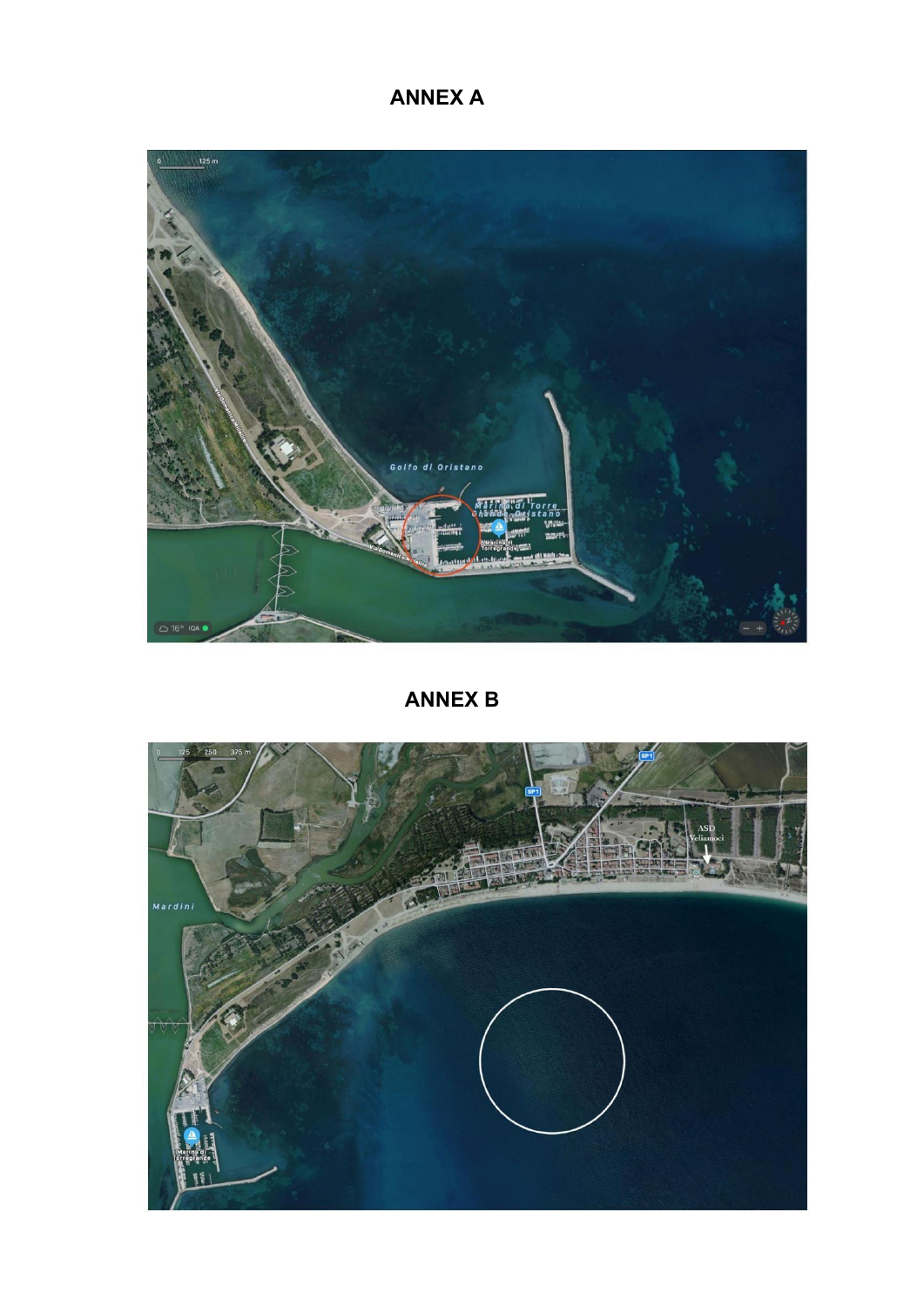# ANNEX A

# ANNEX B